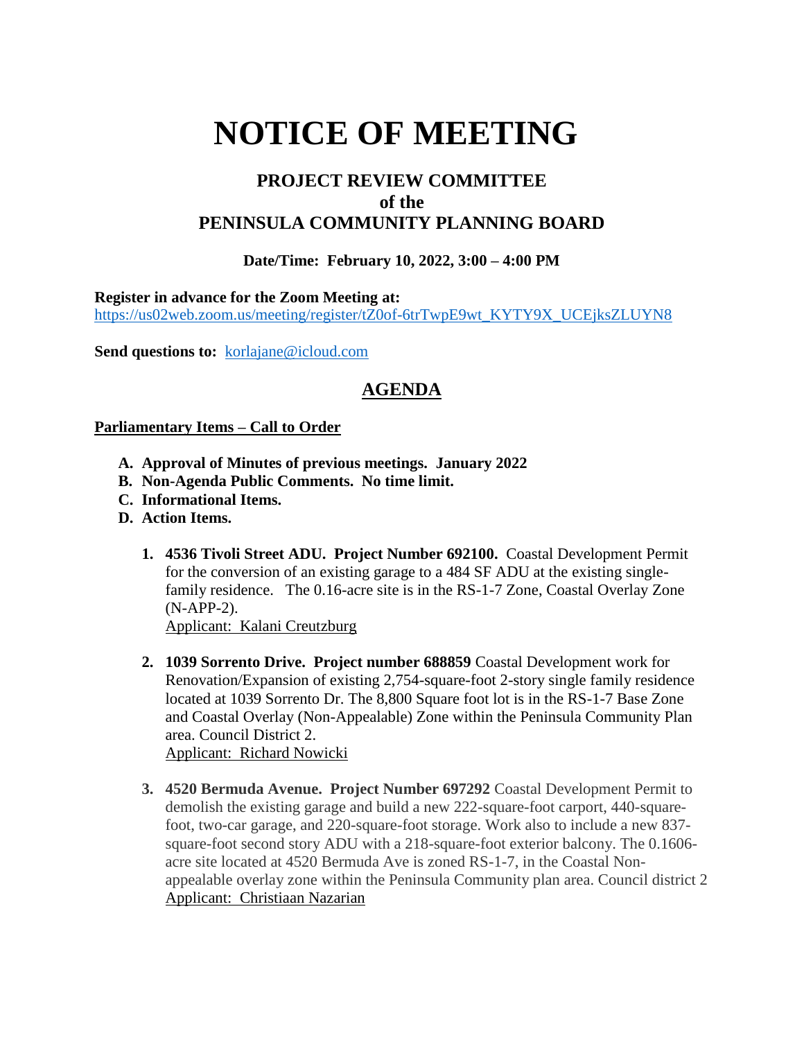# NOTICE OF MEETING

## PROJECT REVIEW COMMITTEE
## of the
## PENINSULA COMMUNITY PLANNING BOARD

**Date/Time: February 10, 2022, 3:00 – 4:00 PM**

**Register in advance for the Zoom Meeting at:**
https://us02web.zoom.us/meeting/register/tZ0of-6trTwpE9wt_KYTY9X_UCEjksZLUYN8

**Send questions to:** korlajane@icloud.com

## AGENDA

**Parliamentary Items – Call to Order**

- **A. Approval of Minutes of previous meetings. January 2022**
- **B. Non-Agenda Public Comments. No time limit.**
- **C. Informational Items.**
- **D. Action Items.**

  1. **4536 Tivoli Street ADU. Project Number 692100.** Coastal Development Permit for the conversion of an existing garage to a 484 SF ADU at the existing single-family residence. The 0.16-acre site is in the RS-1-7 Zone, Coastal Overlay Zone (N-APP-2).
     Applicant: Kalani Creutzburg

  2. **1039 Sorrento Drive. Project number 688859** Coastal Development work for Renovation/Expansion of existing 2,754-square-foot 2-story single family residence located at 1039 Sorrento Dr. The 8,800 Square foot lot is in the RS-1-7 Base Zone and Coastal Overlay (Non-Appealable) Zone within the Peninsula Community Plan area. Council District 2.
     Applicant: Richard Nowicki

  3. **4520 Bermuda Avenue. Project Number 697292** Coastal Development Permit to demolish the existing garage and build a new 222-square-foot carport, 440-square-foot, two-car garage, and 220-square-foot storage. Work also to include a new 837-square-foot second story ADU with a 218-square-foot exterior balcony. The 0.1606-acre site located at 4520 Bermuda Ave is zoned RS-1-7, in the Coastal Non-appealable overlay zone within the Peninsula Community plan area. Council district 2
     Applicant: Christiaan Nazarian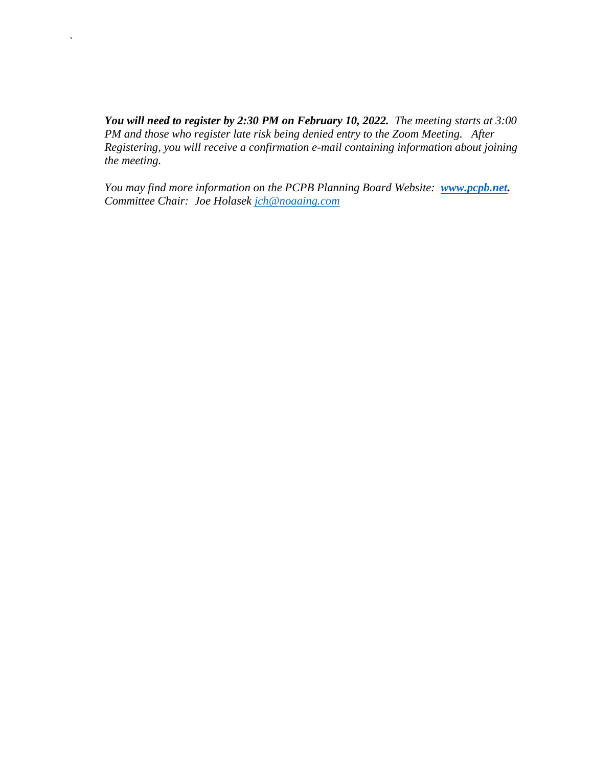***You will need to register by 2:30 PM on February 10, 2022.*** *The meeting starts at 3:00 PM and those who register late risk being denied entry to the Zoom Meeting. After Registering, you will receive a confirmation e-mail containing information about joining the meeting.*

*You may find more information on the PCPB Planning Board Website:* ***[www.pcpb.net](http://www.pcpb.net).***
*Committee Chair: Joe Holasek [jch@noaaing.com](mailto:jch@noaaing.com)*